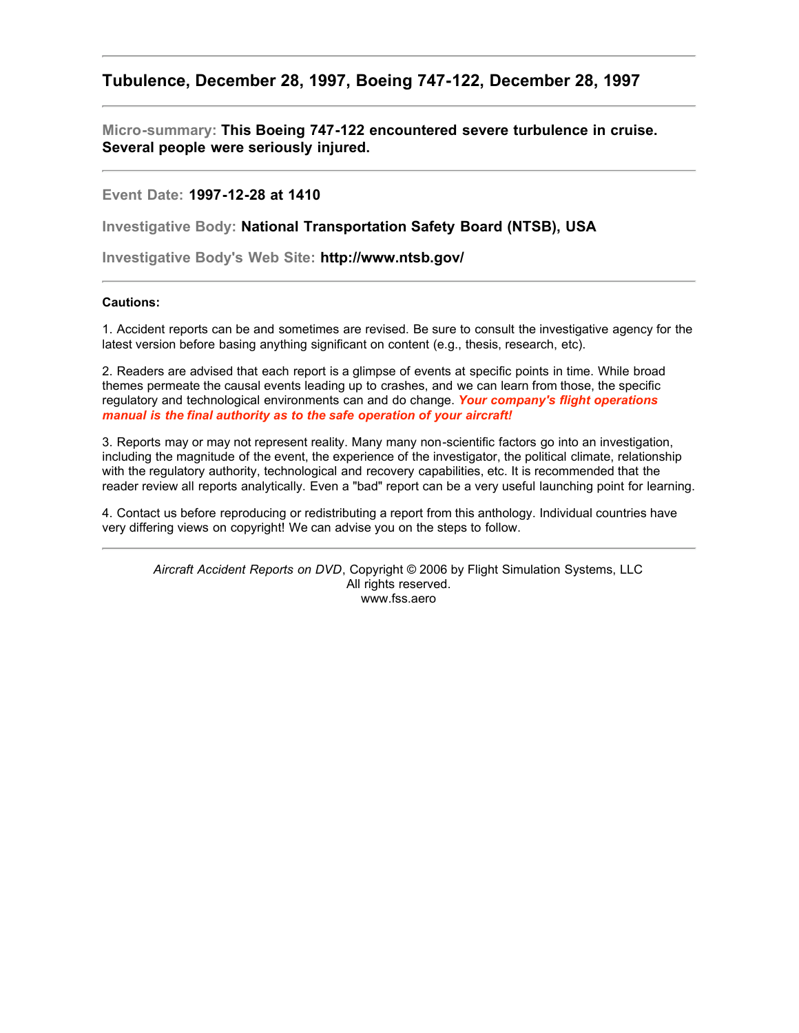## Tubulence, December 28, 1997, Boeing 747-122, December 28, 1997

---

**Micro-summary: This Boeing 747-122 encountered severe turbulence in cruise. Several people were seriously injured.**

---

**Event Date: 1997-12-28 at 1410**

**Investigative Body: National Transportation Safety Board (NTSB), USA**

**Investigative Body's Web Site: http://www.ntsb.gov/**

---

**Cautions:**

1. Accident reports can be and sometimes are revised. Be sure to consult the investigative agency for the latest version before basing anything significant on content (e.g., thesis, research, etc).

2. Readers are advised that each report is a glimpse of events at specific points in time. While broad themes permeate the causal events leading up to crashes, and we can learn from those, the specific regulatory and technological environments can and do change. ***Your company's flight operations manual is the final authority as to the safe operation of your aircraft!***

3. Reports may or may not represent reality. Many many non-scientific factors go into an investigation, including the magnitude of the event, the experience of the investigator, the political climate, relationship with the regulatory authority, technological and recovery capabilities, etc. It is recommended that the reader review all reports analytically. Even a "bad" report can be a very useful launching point for learning.

4. Contact us before reproducing or redistributing a report from this anthology. Individual countries have very differing views on copyright! We can advise you on the steps to follow.

---

*Aircraft Accident Reports on DVD*, Copyright © 2006 by Flight Simulation Systems, LLC
All rights reserved.
www.fss.aero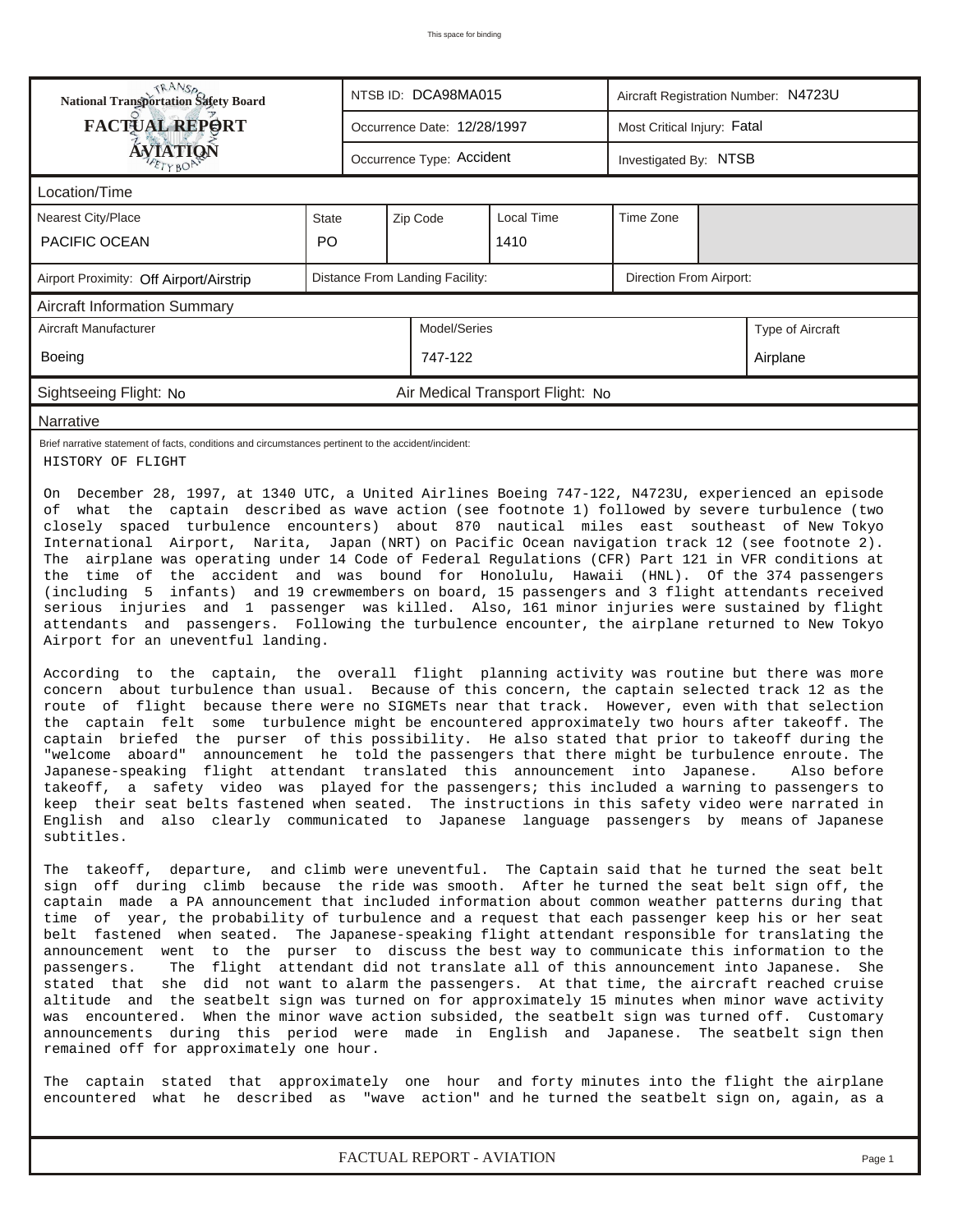This space for binding

| National Transportation Safety Board FACTUAL REPORT AVIATION | NTSB ID: DCA98MA015 | Aircraft Registration Number: N4723U |
|---|---|---|
| | Occurrence Date: 12/28/1997 | Most Critical Injury: Fatal |
| | Occurrence Type: Accident | Investigated By: NTSB |

**Location/Time**

| Nearest City/Place | State | Zip Code | Local Time | Time Zone |
|---|---|---|---|---|
| PACIFIC OCEAN | PO | | 1410 | |

| Airport Proximity: Off Airport/Airstrip | Distance From Landing Facility: | Direction From Airport: |
|---|---|---|

**Aircraft Information Summary**

| Aircraft Manufacturer | Model/Series | Type of Aircraft |
|---|---|---|
| Boeing | 747-122 | Airplane |

| Sightseeing Flight: No | Air Medical Transport Flight: No |
|---|---|

**Narrative**

Brief narrative statement of facts, conditions and circumstances pertinent to the accident/incident:

HISTORY OF FLIGHT

On December 28, 1997, at 1340 UTC, a United Airlines Boeing 747-122, N4723U, experienced an episode of what the captain described as wave action (see footnote 1) followed by severe turbulence (two closely spaced turbulence encounters) about 870 nautical miles east southeast of New Tokyo International Airport, Narita, Japan (NRT) on Pacific Ocean navigation track 12 (see footnote 2). The airplane was operating under 14 Code of Federal Regulations (CFR) Part 121 in VFR conditions at the time of the accident and was bound for Honolulu, Hawaii (HNL). Of the 374 passengers (including 5 infants) and 19 crewmembers on board, 15 passengers and 3 flight attendants received serious injuries and 1 passenger was killed. Also, 161 minor injuries were sustained by flight attendants and passengers. Following the turbulence encounter, the airplane returned to New Tokyo Airport for an uneventful landing.

According to the captain, the overall flight planning activity was routine but there was more concern about turbulence than usual. Because of this concern, the captain selected track 12 as the route of flight because there were no SIGMETs near that track. However, even with that selection the captain felt some turbulence might be encountered approximately two hours after takeoff. The captain briefed the purser of this possibility. He also stated that prior to takeoff during the "welcome aboard" announcement he told the passengers that there might be turbulence enroute. The Japanese-speaking flight attendant translated this announcement into Japanese. Also before takeoff, a safety video was played for the passengers; this included a warning to passengers to keep their seat belts fastened when seated. The instructions in this safety video were narrated in English and also clearly communicated to Japanese language passengers by means of Japanese subtitles.

The takeoff, departure, and climb were uneventful. The Captain said that he turned the seat belt sign off during climb because the ride was smooth. After he turned the seat belt sign off, the captain made a PA announcement that included information about common weather patterns during that time of year, the probability of turbulence and a request that each passenger keep his or her seat belt fastened when seated. The Japanese-speaking flight attendant responsible for translating the announcement went to the purser to discuss the best way to communicate this information to the passengers. The flight attendant did not translate all of this announcement into Japanese. She stated that she did not want to alarm the passengers. At that time, the aircraft reached cruise altitude and the seatbelt sign was turned on for approximately 15 minutes when minor wave activity was encountered. When the minor wave action subsided, the seatbelt sign was turned off. Customary announcements during this period were made in English and Japanese. The seatbelt sign then remained off for approximately one hour.

The captain stated that approximately one hour and forty minutes into the flight the airplane encountered what he described as "wave action" and he turned the seatbelt sign on, again, as a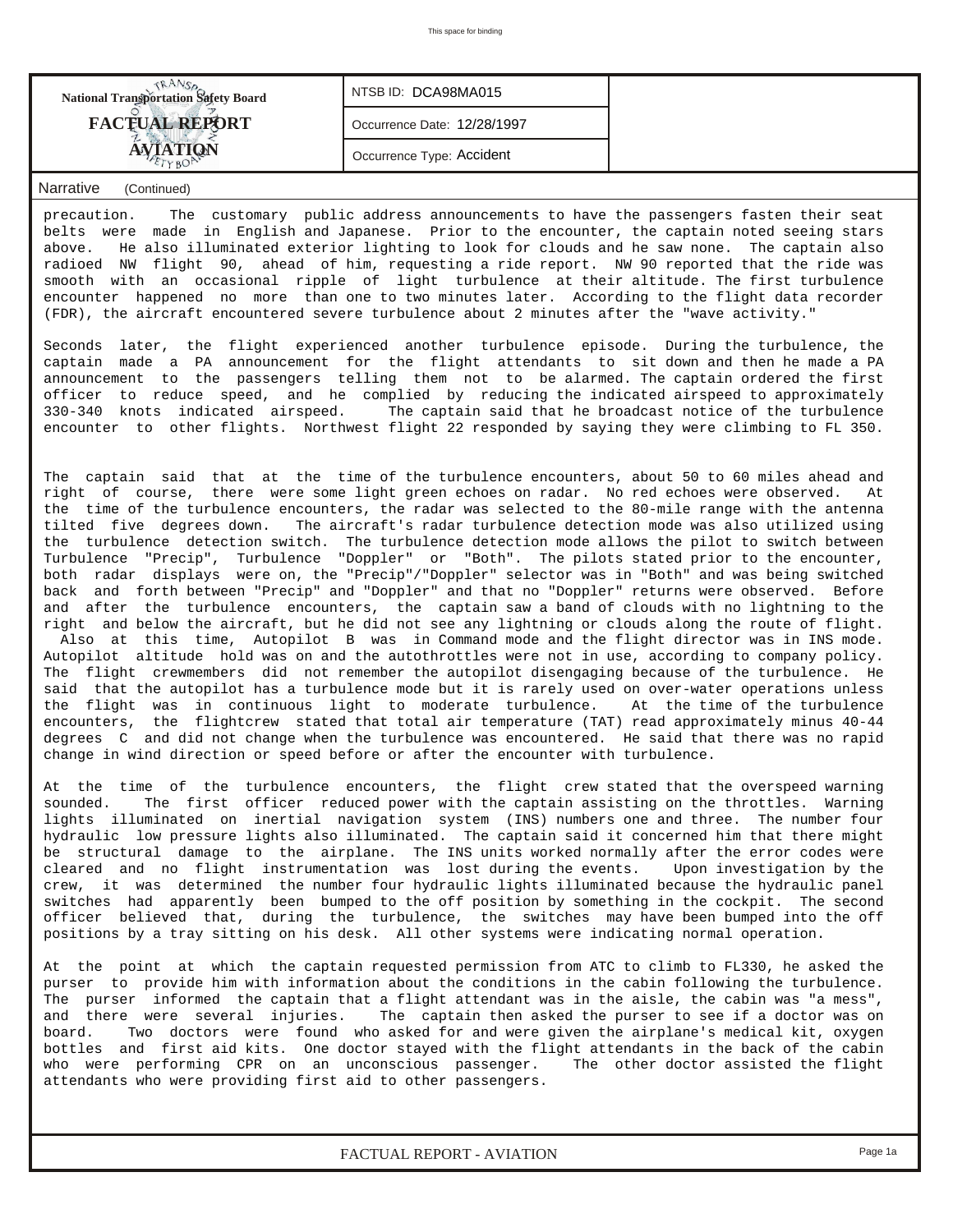| National Transportation Safety Board FACTUAL REPORT AVIATION | NTSB ID: DCA98MA015 | |
| --- | --- | --- |
| | Occurrence Date: 12/28/1997 | |
| | Occurrence Type: Accident | |

**Narrative** (Continued)

precaution. The customary public address announcements to have the passengers fasten their seat belts were made in English and Japanese. Prior to the encounter, the captain noted seeing stars above. He also illuminated exterior lighting to look for clouds and he saw none. The captain also radioed NW flight 90, ahead of him, requesting a ride report. NW 90 reported that the ride was smooth with an occasional ripple of light turbulence at their altitude. The first turbulence encounter happened no more than one to two minutes later. According to the flight data recorder (FDR), the aircraft encountered severe turbulence about 2 minutes after the "wave activity."

Seconds later, the flight experienced another turbulence episode. During the turbulence, the captain made a PA announcement for the flight attendants to sit down and then he made a PA announcement to the passengers telling them not to be alarmed. The captain ordered the first officer to reduce speed, and he complied by reducing the indicated airspeed to approximately 330-340 knots indicated airspeed. The captain said that he broadcast notice of the turbulence encounter to other flights. Northwest flight 22 responded by saying they were climbing to FL 350.

The captain said that at the time of the turbulence encounters, about 50 to 60 miles ahead and right of course, there were some light green echoes on radar. No red echoes were observed. At the time of the turbulence encounters, the radar was selected to the 80-mile range with the antenna tilted five degrees down. The aircraft's radar turbulence detection mode was also utilized using the turbulence detection switch. The turbulence detection mode allows the pilot to switch between Turbulence "Precip", Turbulence "Doppler" or "Both". The pilots stated prior to the encounter, both radar displays were on, the "Precip"/"Doppler" selector was in "Both" and was being switched back and forth between "Precip" and "Doppler" and that no "Doppler" returns were observed. Before and after the turbulence encounters, the captain saw a band of clouds with no lightning to the right and below the aircraft, but he did not see any lightning or clouds along the route of flight. Also at this time, Autopilot B was in Command mode and the flight director was in INS mode. Autopilot altitude hold was on and the autothrottles were not in use, according to company policy. The flight crewmembers did not remember the autopilot disengaging because of the turbulence. He said that the autopilot has a turbulence mode but it is rarely used on over-water operations unless the flight was in continuous light to moderate turbulence. At the time of the turbulence encounters, the flightcrew stated that total air temperature (TAT) read approximately minus 40-44 degrees C and did not change when the turbulence was encountered. He said that there was no rapid change in wind direction or speed before or after the encounter with turbulence.

At the time of the turbulence encounters, the flight crew stated that the overspeed warning sounded. The first officer reduced power with the captain assisting on the throttles. Warning lights illuminated on inertial navigation system (INS) numbers one and three. The number four hydraulic low pressure lights also illuminated. The captain said it concerned him that there might be structural damage to the airplane. The INS units worked normally after the error codes were cleared and no flight instrumentation was lost during the events. Upon investigation by the crew, it was determined the number four hydraulic lights illuminated because the hydraulic panel switches had apparently been bumped to the off position by something in the cockpit. The second officer believed that, during the turbulence, the switches may have been bumped into the off positions by a tray sitting on his desk. All other systems were indicating normal operation.

At the point at which the captain requested permission from ATC to climb to FL330, he asked the purser to provide him with information about the conditions in the cabin following the turbulence. The purser informed the captain that a flight attendant was in the aisle, the cabin was "a mess", and there were several injuries. The captain then asked the purser to see if a doctor was on board. Two doctors were found who asked for and were given the airplane's medical kit, oxygen bottles and first aid kits. One doctor stayed with the flight attendants in the back of the cabin who were performing CPR on an unconscious passenger. The other doctor assisted the flight attendants who were providing first aid to other passengers.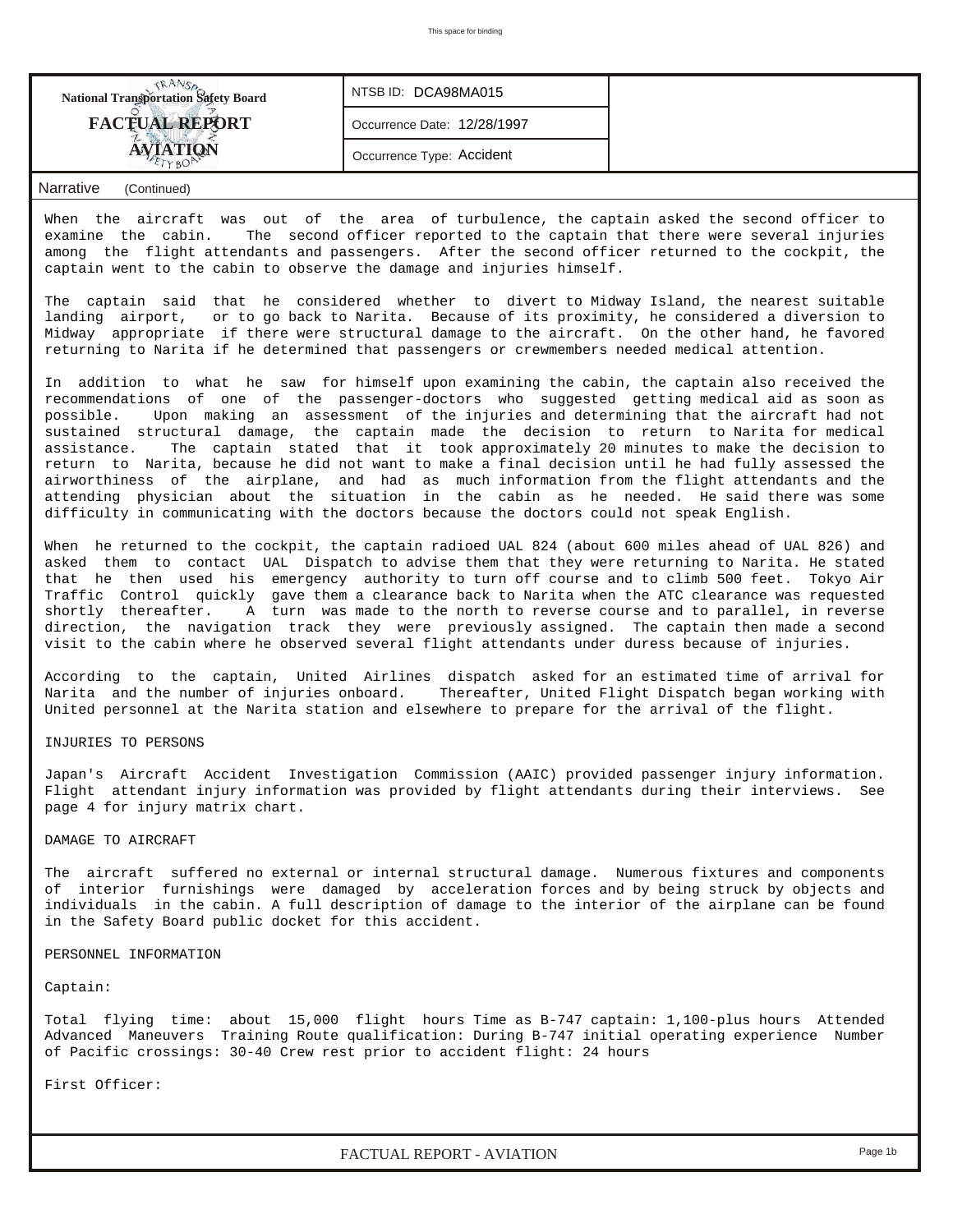National Transportation Safety Board

**FACTUAL REPORT**

**AVIATION**

NTSB ID: DCA98MA015

Occurrence Date: 12/28/1997

Occurrence Type: Accident

Narrative (Continued)

When the aircraft was out of the area of turbulence, the captain asked the second officer to examine the cabin. The second officer reported to the captain that there were several injuries among the flight attendants and passengers. After the second officer returned to the cockpit, the captain went to the cabin to observe the damage and injuries himself.

The captain said that he considered whether to divert to Midway Island, the nearest suitable landing airport, or to go back to Narita. Because of its proximity, he considered a diversion to Midway appropriate if there were structural damage to the aircraft. On the other hand, he favored returning to Narita if he determined that passengers or crewmembers needed medical attention.

In addition to what he saw for himself upon examining the cabin, the captain also received the recommendations of one of the passenger-doctors who suggested getting medical aid as soon as possible. Upon making an assessment of the injuries and determining that the aircraft had not sustained structural damage, the captain made the decision to return to Narita for medical assistance. The captain stated that it took approximately 20 minutes to make the decision to return to Narita, because he did not want to make a final decision until he had fully assessed the airworthiness of the airplane, and had as much information from the flight attendants and the attending physician about the situation in the cabin as he needed. He said there was some difficulty in communicating with the doctors because the doctors could not speak English.

When he returned to the cockpit, the captain radioed UAL 824 (about 600 miles ahead of UAL 826) and asked them to contact UAL Dispatch to advise them that they were returning to Narita. He stated that he then used his emergency authority to turn off course and to climb 500 feet. Tokyo Air Traffic Control quickly gave them a clearance back to Narita when the ATC clearance was requested shortly thereafter. A turn was made to the north to reverse course and to parallel, in reverse direction, the navigation track they were previously assigned. The captain then made a second visit to the cabin where he observed several flight attendants under duress because of injuries.

According to the captain, United Airlines dispatch asked for an estimated time of arrival for Narita and the number of injuries onboard. Thereafter, United Flight Dispatch began working with United personnel at the Narita station and elsewhere to prepare for the arrival of the flight.

INJURIES TO PERSONS

Japan's Aircraft Accident Investigation Commission (AAIC) provided passenger injury information. Flight attendant injury information was provided by flight attendants during their interviews. See page 4 for injury matrix chart.

DAMAGE TO AIRCRAFT

The aircraft suffered no external or internal structural damage. Numerous fixtures and components of interior furnishings were damaged by acceleration forces and by being struck by objects and individuals in the cabin. A full description of damage to the interior of the airplane can be found in the Safety Board public docket for this accident.

PERSONNEL INFORMATION

Captain:

Total flying time: about 15,000 flight hours Time as B-747 captain: 1,100-plus hours Attended Advanced Maneuvers Training Route qualification: During B-747 initial operating experience Number of Pacific crossings: 30-40 Crew rest prior to accident flight: 24 hours

First Officer: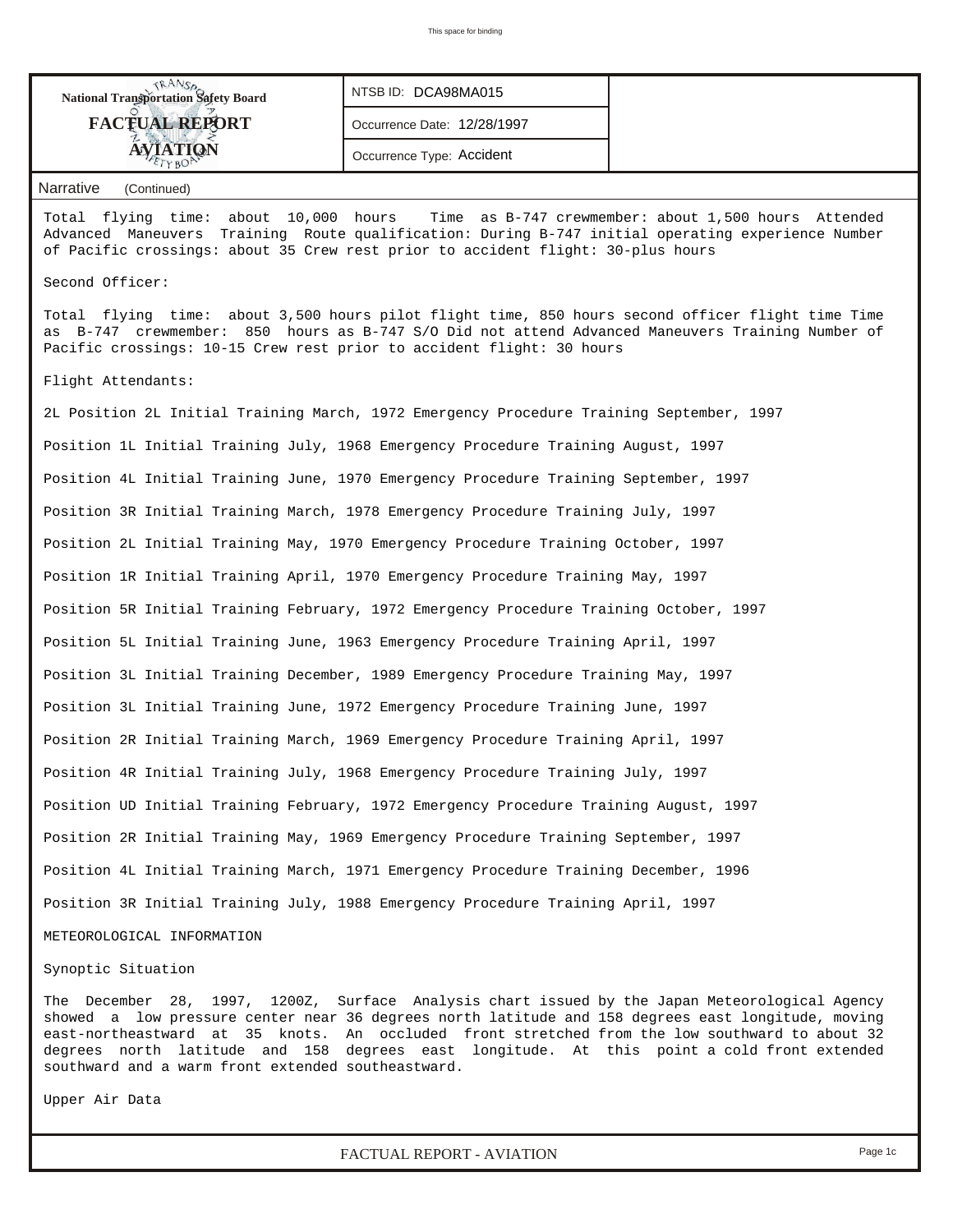National Transportation Safety Board
**FACTUAL REPORT**
**AVIATION**

NTSB ID: DCA98MA015

Occurrence Date: 12/28/1997

Occurrence Type: Accident

Narrative (Continued)

Total flying time: about 10,000 hours Time as B-747 crewmember: about 1,500 hours Attended Advanced Maneuvers Training Route qualification: During B-747 initial operating experience Number of Pacific crossings: about 35 Crew rest prior to accident flight: 30-plus hours

Second Officer:

Total flying time: about 3,500 hours pilot flight time, 850 hours second officer flight time Time as B-747 crewmember: 850 hours as B-747 S/O Did not attend Advanced Maneuvers Training Number of Pacific crossings: 10-15 Crew rest prior to accident flight: 30 hours

Flight Attendants:

2L Position 2L Initial Training March, 1972 Emergency Procedure Training September, 1997

Position 1L Initial Training July, 1968 Emergency Procedure Training August, 1997

Position 4L Initial Training June, 1970 Emergency Procedure Training September, 1997

Position 3R Initial Training March, 1978 Emergency Procedure Training July, 1997

Position 2L Initial Training May, 1970 Emergency Procedure Training October, 1997

Position 1R Initial Training April, 1970 Emergency Procedure Training May, 1997

Position 5R Initial Training February, 1972 Emergency Procedure Training October, 1997

Position 5L Initial Training June, 1963 Emergency Procedure Training April, 1997

Position 3L Initial Training December, 1989 Emergency Procedure Training May, 1997

Position 3L Initial Training June, 1972 Emergency Procedure Training June, 1997

Position 2R Initial Training March, 1969 Emergency Procedure Training April, 1997

Position 4R Initial Training July, 1968 Emergency Procedure Training July, 1997

Position UD Initial Training February, 1972 Emergency Procedure Training August, 1997

Position 2R Initial Training May, 1969 Emergency Procedure Training September, 1997

Position 4L Initial Training March, 1971 Emergency Procedure Training December, 1996

Position 3R Initial Training July, 1988 Emergency Procedure Training April, 1997

METEOROLOGICAL INFORMATION

Synoptic Situation

The December 28, 1997, 1200Z, Surface Analysis chart issued by the Japan Meteorological Agency showed a low pressure center near 36 degrees north latitude and 158 degrees east longitude, moving east-northeastward at 35 knots. An occluded front stretched from the low southward to about 32 degrees north latitude and 158 degrees east longitude. At this point a cold front extended southward and a warm front extended southeastward.

Upper Air Data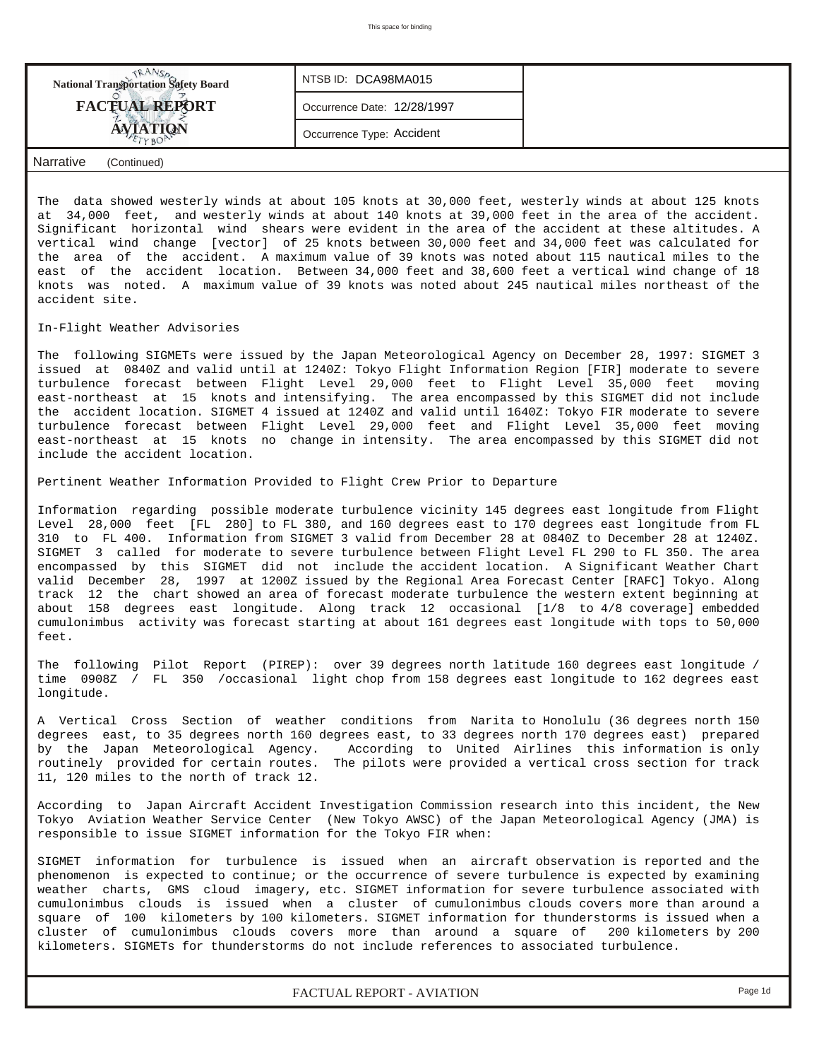Narrative (Continued)

The data showed westerly winds at about 105 knots at 30,000 feet, westerly winds at about 125 knots at 34,000 feet, and westerly winds at about 140 knots at 39,000 feet in the area of the accident. Significant horizontal wind shears were evident in the area of the accident at these altitudes. A vertical wind change [vector] of 25 knots between 30,000 feet and 34,000 feet was calculated for the area of the accident. A maximum value of 39 knots was noted about 115 nautical miles to the east of the accident location. Between 34,000 feet and 38,600 feet a vertical wind change of 18 knots was noted. A maximum value of 39 knots was noted about 245 nautical miles northeast of the accident site.

In-Flight Weather Advisories

The following SIGMETs were issued by the Japan Meteorological Agency on December 28, 1997: SIGMET 3 issued at 0840Z and valid until at 1240Z: Tokyo Flight Information Region [FIR] moderate to severe turbulence forecast between Flight Level 29,000 feet to Flight Level 35,000 feet moving east-northeast at 15 knots and intensifying. The area encompassed by this SIGMET did not include the accident location. SIGMET 4 issued at 1240Z and valid until 1640Z: Tokyo FIR moderate to severe turbulence forecast between Flight Level 29,000 feet and Flight Level 35,000 feet moving east-northeast at 15 knots no change in intensity. The area encompassed by this SIGMET did not include the accident location.

Pertinent Weather Information Provided to Flight Crew Prior to Departure

Information regarding possible moderate turbulence vicinity 145 degrees east longitude from Flight Level 28,000 feet [FL 280] to FL 380, and 160 degrees east to 170 degrees east longitude from FL 310 to FL 400. Information from SIGMET 3 valid from December 28 at 0840Z to December 28 at 1240Z. SIGMET 3 called for moderate to severe turbulence between Flight Level FL 290 to FL 350. The area encompassed by this SIGMET did not include the accident location. A Significant Weather Chart valid December 28, 1997 at 1200Z issued by the Regional Area Forecast Center [RAFC] Tokyo. Along track 12 the chart showed an area of forecast moderate turbulence the western extent beginning at about 158 degrees east longitude. Along track 12 occasional [1/8 to 4/8 coverage] embedded cumulonimbus activity was forecast starting at about 161 degrees east longitude with tops to 50,000 feet.

The following Pilot Report (PIREP): over 39 degrees north latitude 160 degrees east longitude / time 0908Z / FL 350 /occasional light chop from 158 degrees east longitude to 162 degrees east longitude.

A Vertical Cross Section of weather conditions from Narita to Honolulu (36 degrees north 150 degrees east, to 35 degrees north 160 degrees east, to 33 degrees north 170 degrees east) prepared by the Japan Meteorological Agency. According to United Airlines this information is only routinely provided for certain routes. The pilots were provided a vertical cross section for track 11, 120 miles to the north of track 12.

According to Japan Aircraft Accident Investigation Commission research into this incident, the New Tokyo Aviation Weather Service Center (New Tokyo AWSC) of the Japan Meteorological Agency (JMA) is responsible to issue SIGMET information for the Tokyo FIR when:

SIGMET information for turbulence is issued when an aircraft observation is reported and the phenomenon is expected to continue; or the occurrence of severe turbulence is expected by examining weather charts, GMS cloud imagery, etc. SIGMET information for severe turbulence associated with cumulonimbus clouds is issued when a cluster of cumulonimbus clouds covers more than around a square of 100 kilometers by 100 kilometers. SIGMET information for thunderstorms is issued when a cluster of cumulonimbus clouds covers more than around a square of 200 kilometers by 200 kilometers. SIGMETs for thunderstorms do not include references to associated turbulence.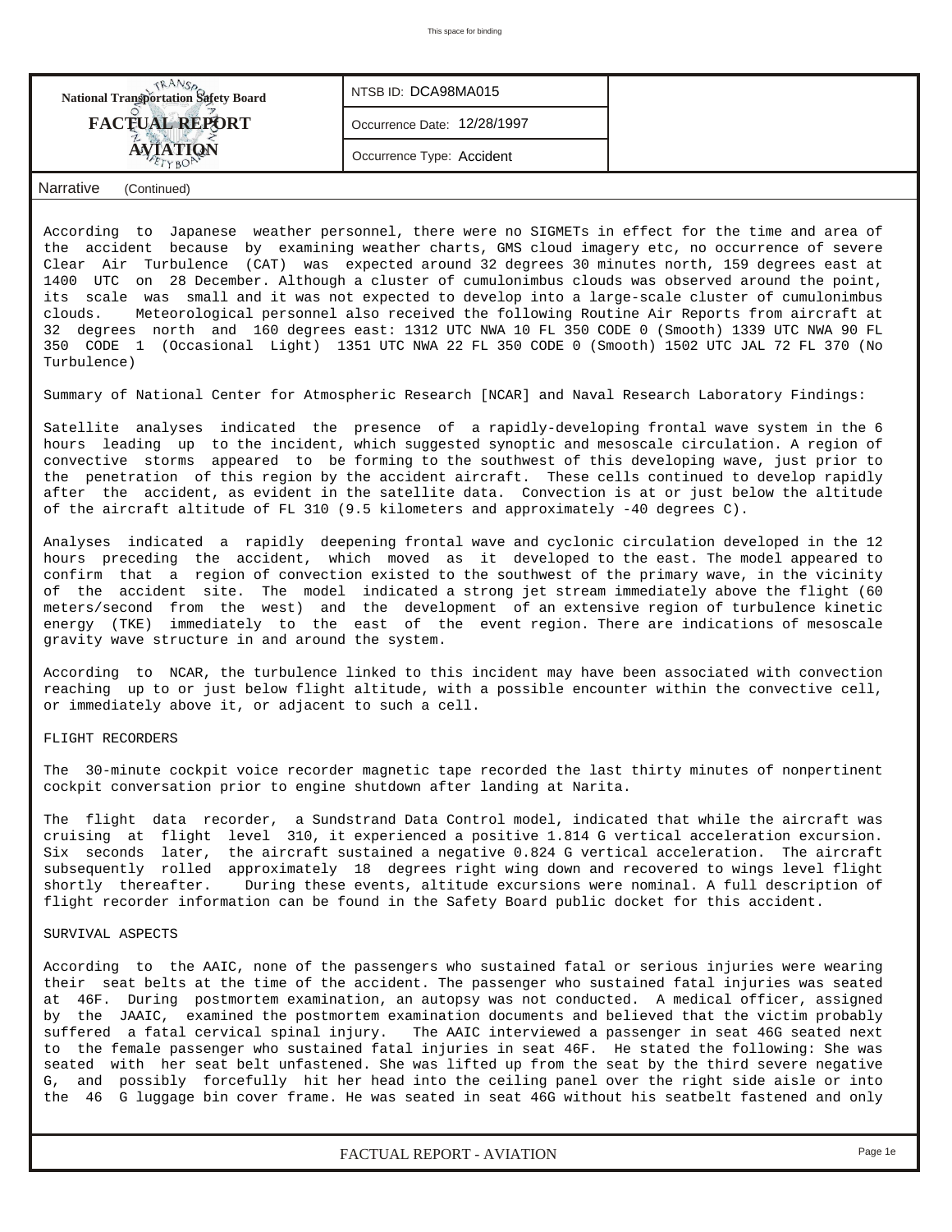National Transportation Safety Board

FACTUAL REPORT

AVIATION

| NTSB ID: DCA98MA015 | |
|---|---|
| Occurrence Date: 12/28/1997 | |
| Occurrence Type: Accident | |

Narrative (Continued)

According to Japanese weather personnel, there were no SIGMETs in effect for the time and area of the accident because by examining weather charts, GMS cloud imagery etc, no occurrence of severe Clear Air Turbulence (CAT) was expected around 32 degrees 30 minutes north, 159 degrees east at 1400 UTC on 28 December. Although a cluster of cumulonimbus clouds was observed around the point, its scale was small and it was not expected to develop into a large-scale cluster of cumulonimbus clouds. Meteorological personnel also received the following Routine Air Reports from aircraft at 32 degrees north and 160 degrees east: 1312 UTC NWA 10 FL 350 CODE 0 (Smooth) 1339 UTC NWA 90 FL 350 CODE 1 (Occasional Light) 1351 UTC NWA 22 FL 350 CODE 0 (Smooth) 1502 UTC JAL 72 FL 370 (No Turbulence)

Summary of National Center for Atmospheric Research [NCAR] and Naval Research Laboratory Findings:

Satellite analyses indicated the presence of a rapidly-developing frontal wave system in the 6 hours leading up to the incident, which suggested synoptic and mesoscale circulation. A region of convective storms appeared to be forming to the southwest of this developing wave, just prior to the penetration of this region by the accident aircraft. These cells continued to develop rapidly after the accident, as evident in the satellite data. Convection is at or just below the altitude of the aircraft altitude of FL 310 (9.5 kilometers and approximately -40 degrees C).

Analyses indicated a rapidly deepening frontal wave and cyclonic circulation developed in the 12 hours preceding the accident, which moved as it developed to the east. The model appeared to confirm that a region of convection existed to the southwest of the primary wave, in the vicinity of the accident site. The model indicated a strong jet stream immediately above the flight (60 meters/second from the west) and the development of an extensive region of turbulence kinetic energy (TKE) immediately to the east of the event region. There are indications of mesoscale gravity wave structure in and around the system.

According to NCAR, the turbulence linked to this incident may have been associated with convection reaching up to or just below flight altitude, with a possible encounter within the convective cell, or immediately above it, or adjacent to such a cell.

FLIGHT RECORDERS

The 30-minute cockpit voice recorder magnetic tape recorded the last thirty minutes of nonpertinent cockpit conversation prior to engine shutdown after landing at Narita.

The flight data recorder, a Sundstrand Data Control model, indicated that while the aircraft was cruising at flight level 310, it experienced a positive 1.814 G vertical acceleration excursion. Six seconds later, the aircraft sustained a negative 0.824 G vertical acceleration. The aircraft subsequently rolled approximately 18 degrees right wing down and recovered to wings level flight shortly thereafter. During these events, altitude excursions were nominal. A full description of flight recorder information can be found in the Safety Board public docket for this accident.

SURVIVAL ASPECTS

According to the AAIC, none of the passengers who sustained fatal or serious injuries were wearing their seat belts at the time of the accident. The passenger who sustained fatal injuries was seated at 46F. During postmortem examination, an autopsy was not conducted. A medical officer, assigned by the JAAIC, examined the postmortem examination documents and believed that the victim probably suffered a fatal cervical spinal injury. The AAIC interviewed a passenger in seat 46G seated next to the female passenger who sustained fatal injuries in seat 46F. He stated the following: She was seated with her seat belt unfastened. She was lifted up from the seat by the third severe negative G, and possibly forcefully hit her head into the ceiling panel over the right side aisle or into the 46 G luggage bin cover frame. He was seated in seat 46G without his seatbelt fastened and only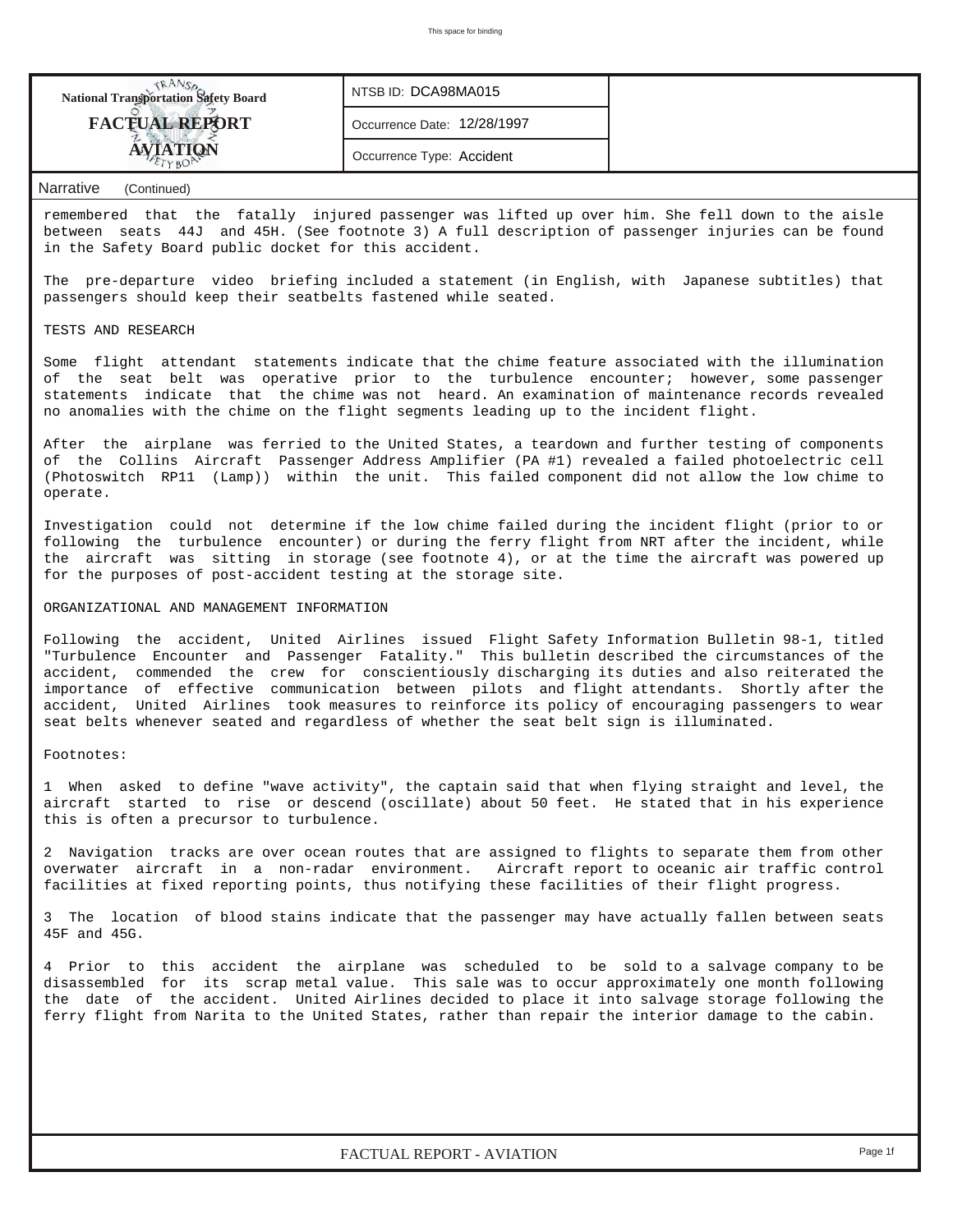Narrative (Continued)

remembered that the fatally injured passenger was lifted up over him. She fell down to the aisle between seats 44J and 45H. (See footnote 3) A full description of passenger injuries can be found in the Safety Board public docket for this accident.

The pre-departure video briefing included a statement (in English, with Japanese subtitles) that passengers should keep their seatbelts fastened while seated.

TESTS AND RESEARCH

Some flight attendant statements indicate that the chime feature associated with the illumination of the seat belt was operative prior to the turbulence encounter; however, some passenger statements indicate that the chime was not heard. An examination of maintenance records revealed no anomalies with the chime on the flight segments leading up to the incident flight.

After the airplane was ferried to the United States, a teardown and further testing of components of the Collins Aircraft Passenger Address Amplifier (PA #1) revealed a failed photoelectric cell (Photoswitch RP11 (Lamp)) within the unit. This failed component did not allow the low chime to operate.

Investigation could not determine if the low chime failed during the incident flight (prior to or following the turbulence encounter) or during the ferry flight from NRT after the incident, while the aircraft was sitting in storage (see footnote 4), or at the time the aircraft was powered up for the purposes of post-accident testing at the storage site.

ORGANIZATIONAL AND MANAGEMENT INFORMATION

Following the accident, United Airlines issued Flight Safety Information Bulletin 98-1, titled "Turbulence Encounter and Passenger Fatality." This bulletin described the circumstances of the accident, commended the crew for conscientiously discharging its duties and also reiterated the importance of effective communication between pilots and flight attendants. Shortly after the accident, United Airlines took measures to reinforce its policy of encouraging passengers to wear seat belts whenever seated and regardless of whether the seat belt sign is illuminated.

Footnotes:

1 When asked to define "wave activity", the captain said that when flying straight and level, the aircraft started to rise or descend (oscillate) about 50 feet. He stated that in his experience this is often a precursor to turbulence.

2 Navigation tracks are over ocean routes that are assigned to flights to separate them from other overwater aircraft in a non-radar environment. Aircraft report to oceanic air traffic control facilities at fixed reporting points, thus notifying these facilities of their flight progress.

3 The location of blood stains indicate that the passenger may have actually fallen between seats 45F and 45G.

4 Prior to this accident the airplane was scheduled to be sold to a salvage company to be disassembled for its scrap metal value. This sale was to occur approximately one month following the date of the accident. United Airlines decided to place it into salvage storage following the ferry flight from Narita to the United States, rather than repair the interior damage to the cabin.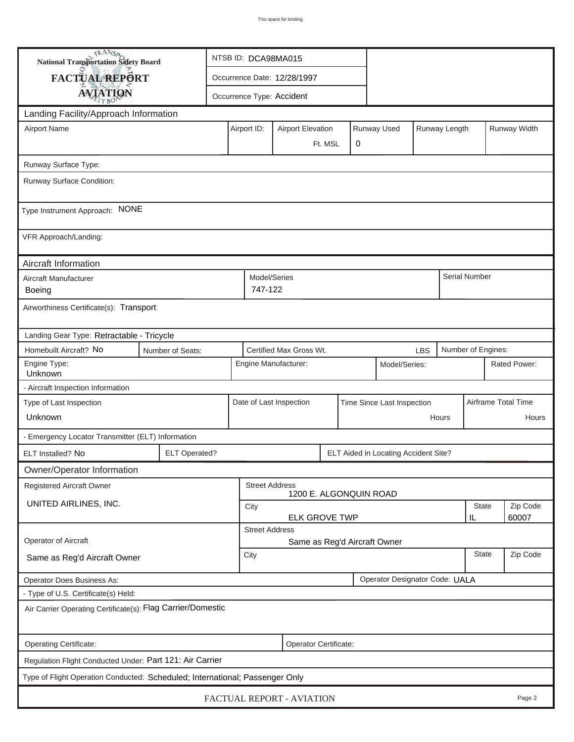This space for binding

| National Transportation Safety Board FACTUAL REPORT AVIATION | NTSB ID: DCA98MA015 |
|---|---|
| | Occurrence Date: 12/28/1997 |
| | Occurrence Type: Accident |

## Landing Facility/Approach Information

| Airport Name | Airport ID: | Airport Elevation | Runway Used | Runway Length | Runway Width |
|---|---|---|---|---|---|
| | | Ft. MSL | 0 | | |

Runway Surface Type:

Runway Surface Condition:

Type Instrument Approach: NONE

VFR Approach/Landing:

## Aircraft Information

| Aircraft Manufacturer | Model/Series | Serial Number |
|---|---|---|
| Boeing | 747-122 | |

Airworthiness Certificate(s): Transport

Landing Gear Type: Retractable - Tricycle

| Homebuilt Aircraft? No | Number of Seats: | Certified Max Gross Wt. LBS | Number of Engines: |
|---|---|---|---|

| Engine Type: | Engine Manufacturer: | Model/Series: | Rated Power: |
|---|---|---|---|
| Unknown | | | |

- Aircraft Inspection Information

| Type of Last Inspection | Date of Last Inspection | Time Since Last Inspection | Airframe Total Time |
|---|---|---|---|
| Unknown | | Hours | Hours |

- Emergency Locator Transmitter (ELT) Information

| ELT Installed? No | ELT Operated? | ELT Aided in Locating Accident Site? |
|---|---|---|

## Owner/Operator Information

| Registered Aircraft Owner | Street Address | | |
|---|---|---|---|
| UNITED AIRLINES, INC. | 1200 E. ALGONQUIN ROAD | | |
| | City | State | Zip Code |
| | ELK GROVE TWP | IL | 60007 |

| Operator of Aircraft | Street Address | | |
|---|---|---|---|
| Same as Reg'd Aircraft Owner | Same as Reg'd Aircraft Owner | | |
| | City | State | Zip Code |

| Operator Does Business As: | Operator Designator Code: UALA |
|---|---|

- Type of U.S. Certificate(s) Held:

Air Carrier Operating Certificate(s): Flag Carrier/Domestic

| Operating Certificate: | Operator Certificate: |
|---|---|

Regulation Flight Conducted Under: Part 121: Air Carrier

Type of Flight Operation Conducted: Scheduled; International; Passenger Only

FACTUAL REPORT - AVIATION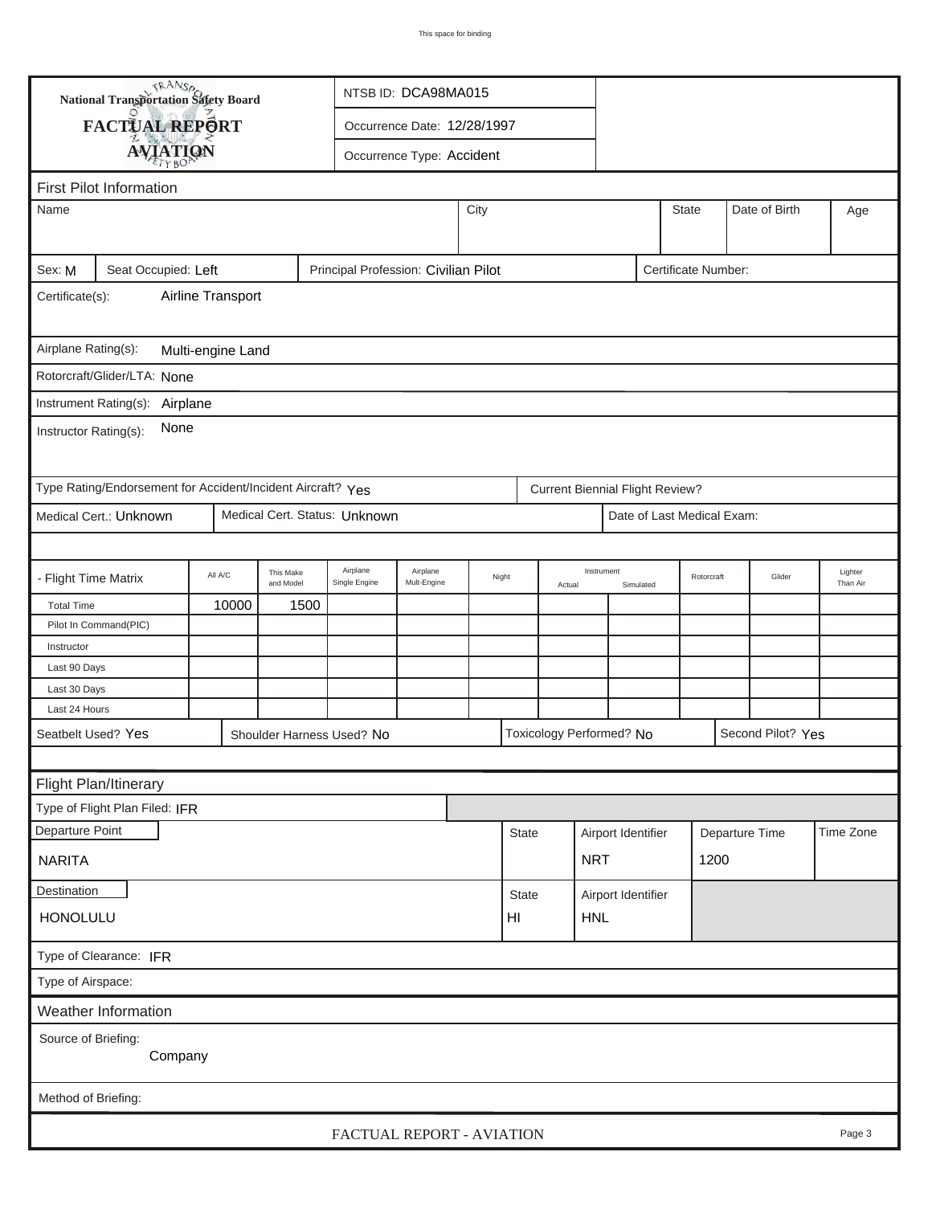**National Transportation Safety Board**
**FACTUAL REPORT**
**AVIATION**

NTSB ID: DCA98MA015

Occurrence Date: 12/28/1997

Occurrence Type: Accident

## First Pilot Information

| Name | City | State | Date of Birth | Age |
|---|---|---|---|---|
| | | | | |

Sex: M | Seat Occupied: Left | Principal Profession: Civilian Pilot | Certificate Number:

Certificate(s): Airline Transport

Airplane Rating(s): Multi-engine Land

Rotorcraft/Glider/LTA: None

Instrument Rating(s): Airplane

Instructor Rating(s): None

Type Rating/Endorsement for Accident/Incident Aircraft? Yes | Current Biennial Flight Review?

Medical Cert.: Unknown | Medical Cert. Status: Unknown | Date of Last Medical Exam:

| - Flight Time Matrix | All A/C | This Make and Model | Airplane Single Engine | Airplane Mult-Engine | Night | Instrument Actual | Instrument Simulated | Rotorcraft | Glider | Lighter Than Air |
|---|---|---|---|---|---|---|---|---|---|---|
| Total Time | 10000 | 1500 | | | | | | | | |
| Pilot In Command(PIC) | | | | | | | | | | |
| Instructor | | | | | | | | | | |
| Last 90 Days | | | | | | | | | | |
| Last 30 Days | | | | | | | | | | |
| Last 24 Hours | | | | | | | | | | |

Seatbelt Used? Yes | Shoulder Harness Used? No | Toxicology Performed? No | Second Pilot? Yes

## Flight Plan/Itinerary

Type of Flight Plan Filed: IFR

| Departure Point | State | Airport Identifier | Departure Time | Time Zone |
|---|---|---|---|---|
| NARITA | | NRT | 1200 | |

| Destination | State | Airport Identifier |
|---|---|---|
| HONOLULU | HI | HNL |

Type of Clearance: IFR

Type of Airspace:

## Weather Information

Source of Briefing: Company

Method of Briefing: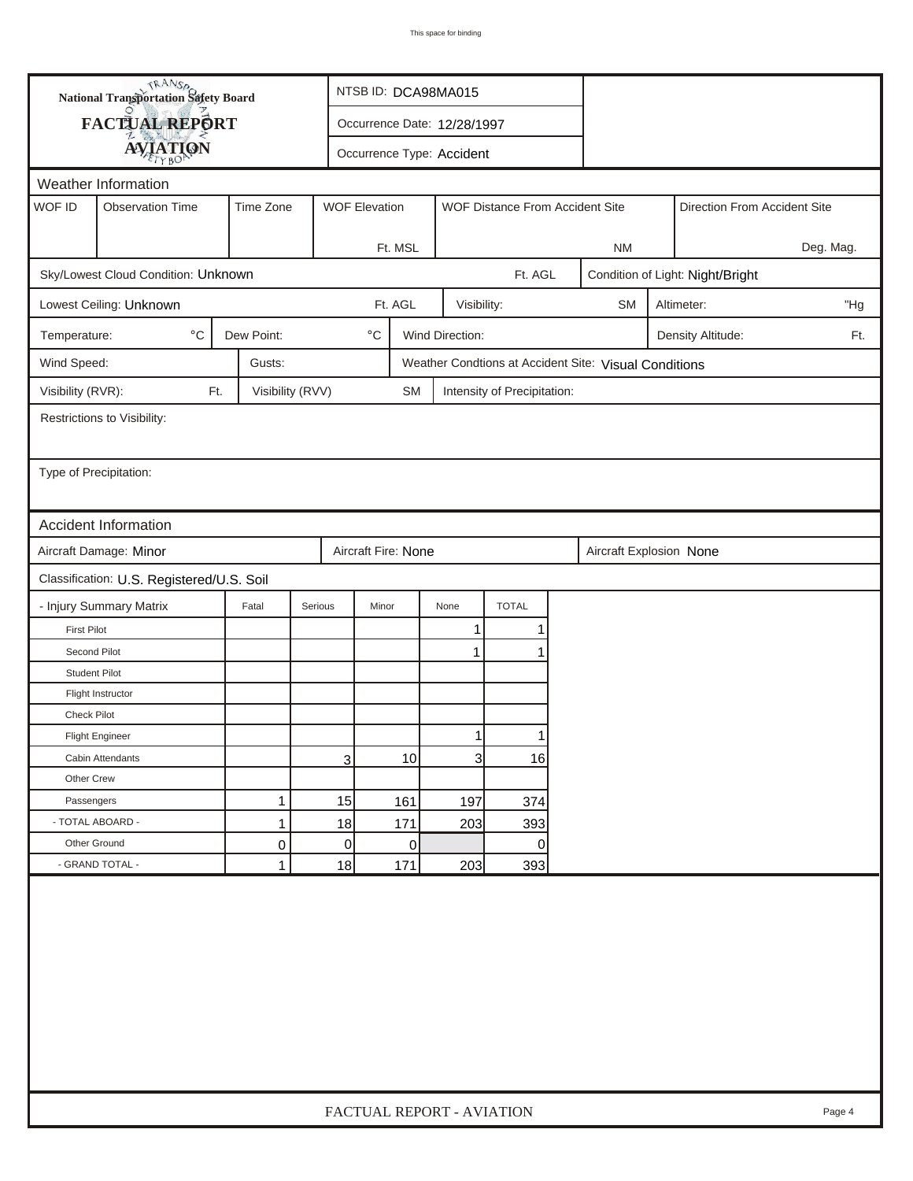# National Transportation Safety Board
## FACTUAL REPORT
## AVIATION

NTSB ID: DCA98MA015

Occurrence Date: 12/28/1997

Occurrence Type: Accident

### Weather Information

| WOF ID | Observation Time | Time Zone | WOF Elevation | WOF Distance From Accident Site | Direction From Accident Site |
|---|---|---|---|---|---|
| | | | Ft. MSL | NM | Deg. Mag. |

Sky/Lowest Cloud Condition: Unknown Ft. AGL

Condition of Light: Night/Bright

Lowest Ceiling: Unknown Ft. AGL

Visibility: SM

Altimeter: "Hg

Temperature: °C

Dew Point: °C

Wind Direction:

Density Altitude: Ft.

Wind Speed:

Gusts:

Weather Condtions at Accident Site: Visual Conditions

Visibility (RVR): Ft.

Visibility (RVV) SM

Intensity of Precipitation:

Restrictions to Visibility:

Type of Precipitation:

### Accident Information

Aircraft Damage: Minor

Aircraft Fire: None

Aircraft Explosion None

Classification: U.S. Registered/U.S. Soil

| - Injury Summary Matrix | Fatal | Serious | Minor | None | TOTAL |
|---|---|---|---|---|---|
| First Pilot | | | | 1 | 1 |
| Second Pilot | | | | 1 | 1 |
| Student Pilot | | | | | |
| Flight Instructor | | | | | |
| Check Pilot | | | | | |
| Flight Engineer | | | | 1 | 1 |
| Cabin Attendants | | 3 | 10 | 3 | 16 |
| Other Crew | | | | | |
| Passengers | 1 | 15 | 161 | 197 | 374 |
| - TOTAL ABOARD - | 1 | 18 | 171 | 203 | 393 |
| Other Ground | 0 | 0 | 0 | | 0 |
| - GRAND TOTAL - | 1 | 18 | 171 | 203 | 393 |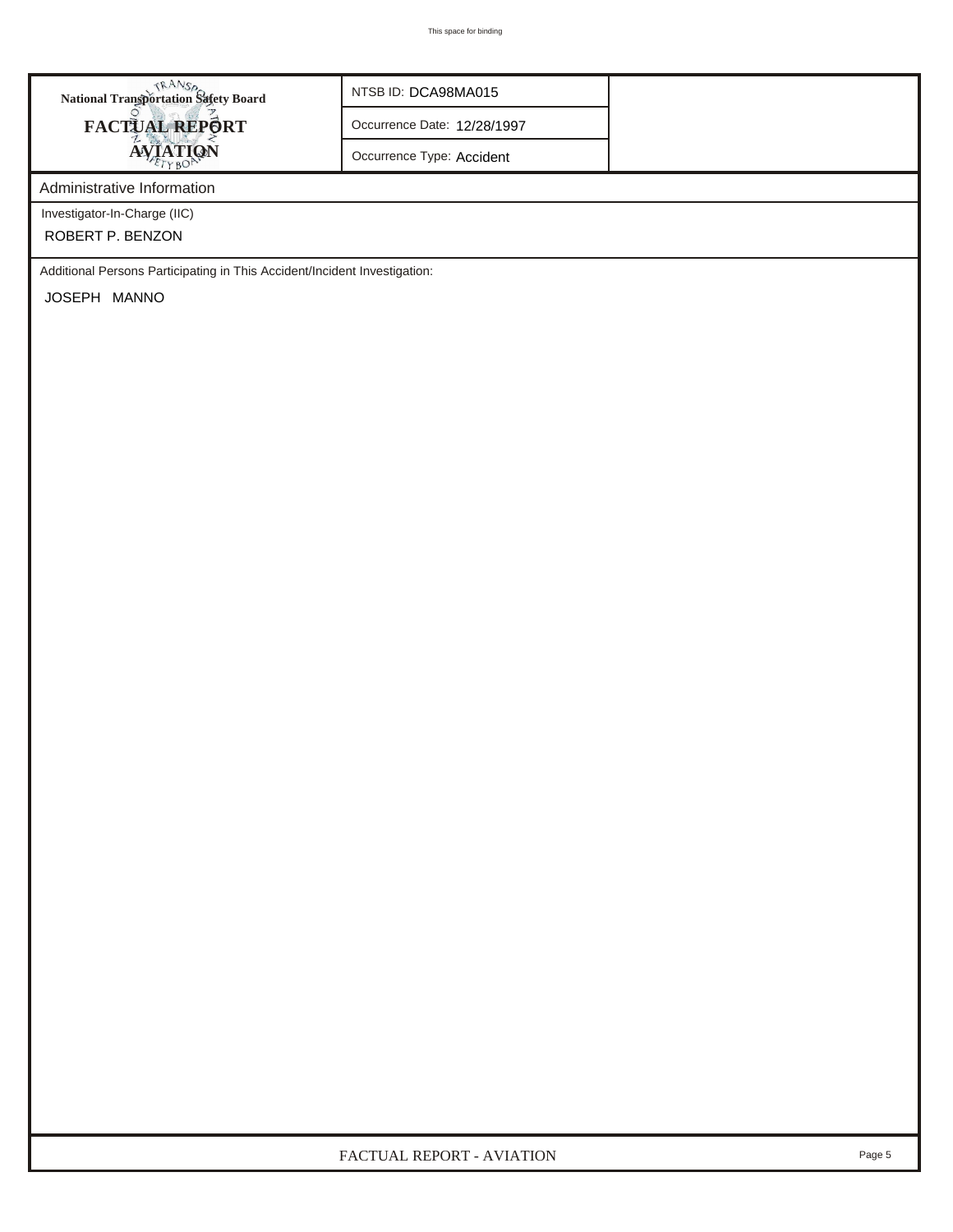National Transportation Safety Board

**FACTUAL REPORT**

**AVIATION**

| | |
|---|---|
| NTSB ID: DCA98MA015 | |
| Occurrence Date: 12/28/1997 | |
| Occurrence Type: Accident | |

## Administrative Information

Investigator-In-Charge (IIC)

ROBERT P. BENZON

Additional Persons Participating in This Accident/Incident Investigation:

JOSEPH MANNO